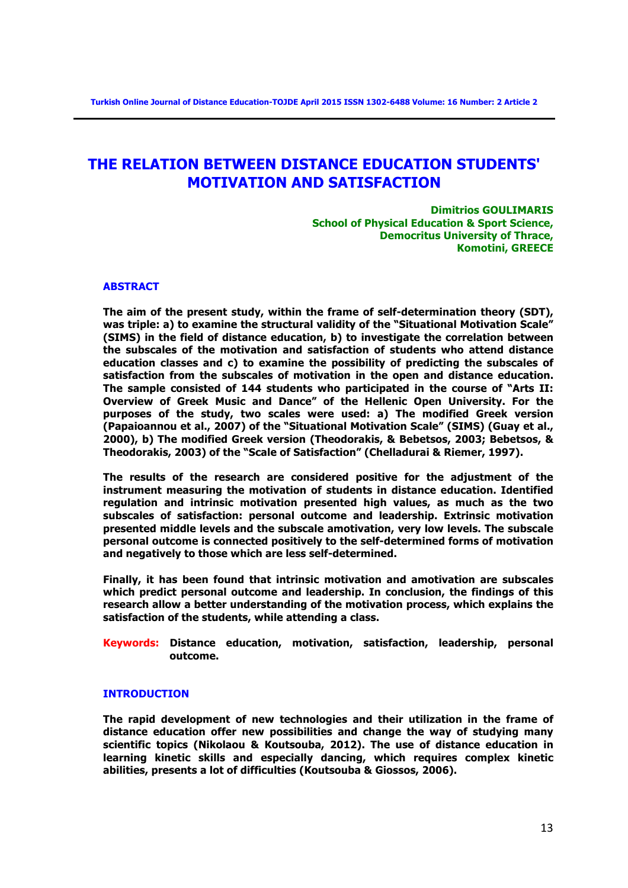# THE RELATION BETWEEN DISTANCE EDUCATION STUDENTS' MOTIVATION AND SATISFACTION

**Dimitrios GOULIMARIS**
**School of Physical Education & Sport Science,**
**Democritus University of Thrace,**
**Komotini, GREECE**

## ABSTRACT

**The aim of the present study, within the frame of self-determination theory (SDT), was triple: a) to examine the structural validity of the "Situational Motivation Scale" (SIMS) in the field of distance education, b) to investigate the correlation between the subscales of the motivation and satisfaction of students who attend distance education classes and c) to examine the possibility of predicting the subscales of satisfaction from the subscales of motivation in the open and distance education. The sample consisted of 144 students who participated in the course of "Arts II: Overview of Greek Music and Dance" of the Hellenic Open University. For the purposes of the study, two scales were used: a) The modified Greek version (Papaioannou et al., 2007) of the "Situational Motivation Scale" (SIMS) (Guay et al., 2000), b) The modified Greek version (Theodorakis, & Bebetsos, 2003; Bebetsos, & Theodorakis, 2003) of the "Scale of Satisfaction" (Chelladurai & Riemer, 1997).**

**The results of the research are considered positive for the adjustment of the instrument measuring the motivation of students in distance education. Identified regulation and intrinsic motivation presented high values, as much as the two subscales of satisfaction: personal outcome and leadership. Extrinsic motivation presented middle levels and the subscale amotivation, very low levels. The subscale personal outcome is connected positively to the self-determined forms of motivation and negatively to those which are less self-determined.**

**Finally, it has been found that intrinsic motivation and amotivation are subscales which predict personal outcome and leadership. In conclusion, the findings of this research allow a better understanding of the motivation process, which explains the satisfaction of the students, while attending a class.**

**Keywords:** **Distance education, motivation, satisfaction, leadership, personal outcome.**

## INTRODUCTION

**The rapid development of new technologies and their utilization in the frame of distance education offer new possibilities and change the way of studying many scientific topics (Nikolaou & Koutsouba, 2012). The use of distance education in learning kinetic skills and especially dancing, which requires complex kinetic abilities, presents a lot of difficulties (Koutsouba & Giossos, 2006).**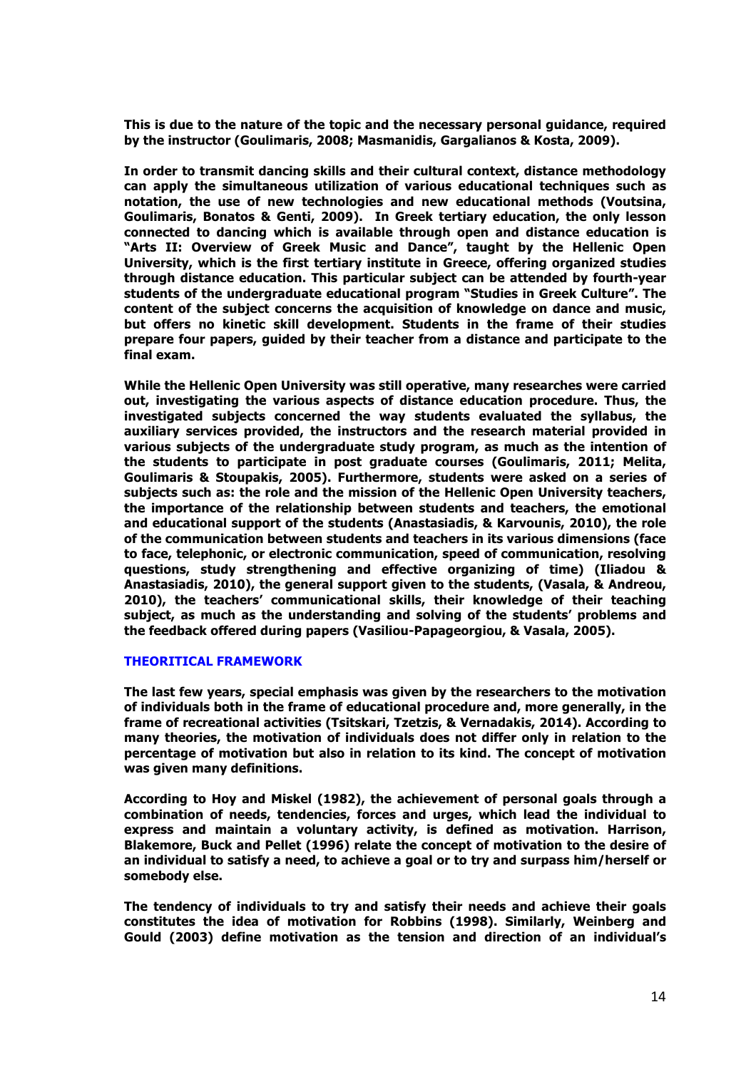**This is due to the nature of the topic and the necessary personal guidance, required by the instructor (Goulimaris, 2008; Masmanidis, Gargalianos & Kosta, 2009).**

**In order to transmit dancing skills and their cultural context, distance methodology can apply the simultaneous utilization of various educational techniques such as notation, the use of new technologies and new educational methods (Voutsina, Goulimaris, Bonatos & Genti, 2009). In Greek tertiary education, the only lesson connected to dancing which is available through open and distance education is "Arts II: Overview of Greek Music and Dance", taught by the Hellenic Open University, which is the first tertiary institute in Greece, offering organized studies through distance education. This particular subject can be attended by fourth-year students of the undergraduate educational program "Studies in Greek Culture". The content of the subject concerns the acquisition of knowledge on dance and music, but offers no kinetic skill development. Students in the frame of their studies prepare four papers, guided by their teacher from a distance and participate to the final exam.**

**While the Hellenic Open University was still operative, many researches were carried out, investigating the various aspects of distance education procedure. Thus, the investigated subjects concerned the way students evaluated the syllabus, the auxiliary services provided, the instructors and the research material provided in various subjects of the undergraduate study program, as much as the intention of the students to participate in post graduate courses (Goulimaris, 2011; Melita, Goulimaris & Stoupakis, 2005). Furthermore, students were asked on a series of subjects such as: the role and the mission of the Hellenic Open University teachers, the importance of the relationship between students and teachers, the emotional and educational support of the students (Anastasiadis, & Karvounis, 2010), the role of the communication between students and teachers in its various dimensions (face to face, telephonic, or electronic communication, speed of communication, resolving questions, study strengthening and effective organizing of time) (Iliadou & Anastasiadis, 2010), the general support given to the students, (Vasala, & Andreou, 2010), the teachers' communicational skills, their knowledge of their teaching subject, as much as the understanding and solving of the students' problems and the feedback offered during papers (Vasiliou-Papageorgiou, & Vasala, 2005).**

## THEORITICAL FRAMEWORK

**The last few years, special emphasis was given by the researchers to the motivation of individuals both in the frame of educational procedure and, more generally, in the frame of recreational activities (Tsitskari, Tzetzis, & Vernadakis, 2014). According to many theories, the motivation of individuals does not differ only in relation to the percentage of motivation but also in relation to its kind. The concept of motivation was given many definitions.**

**According to Hoy and Miskel (1982), the achievement of personal goals through a combination of needs, tendencies, forces and urges, which lead the individual to express and maintain a voluntary activity, is defined as motivation. Harrison, Blakemore, Buck and Pellet (1996) relate the concept of motivation to the desire of an individual to satisfy a need, to achieve a goal or to try and surpass him/herself or somebody else.**

**The tendency of individuals to try and satisfy their needs and achieve their goals constitutes the idea of motivation for Robbins (1998). Similarly, Weinberg and Gould (2003) define motivation as the tension and direction of an individual's**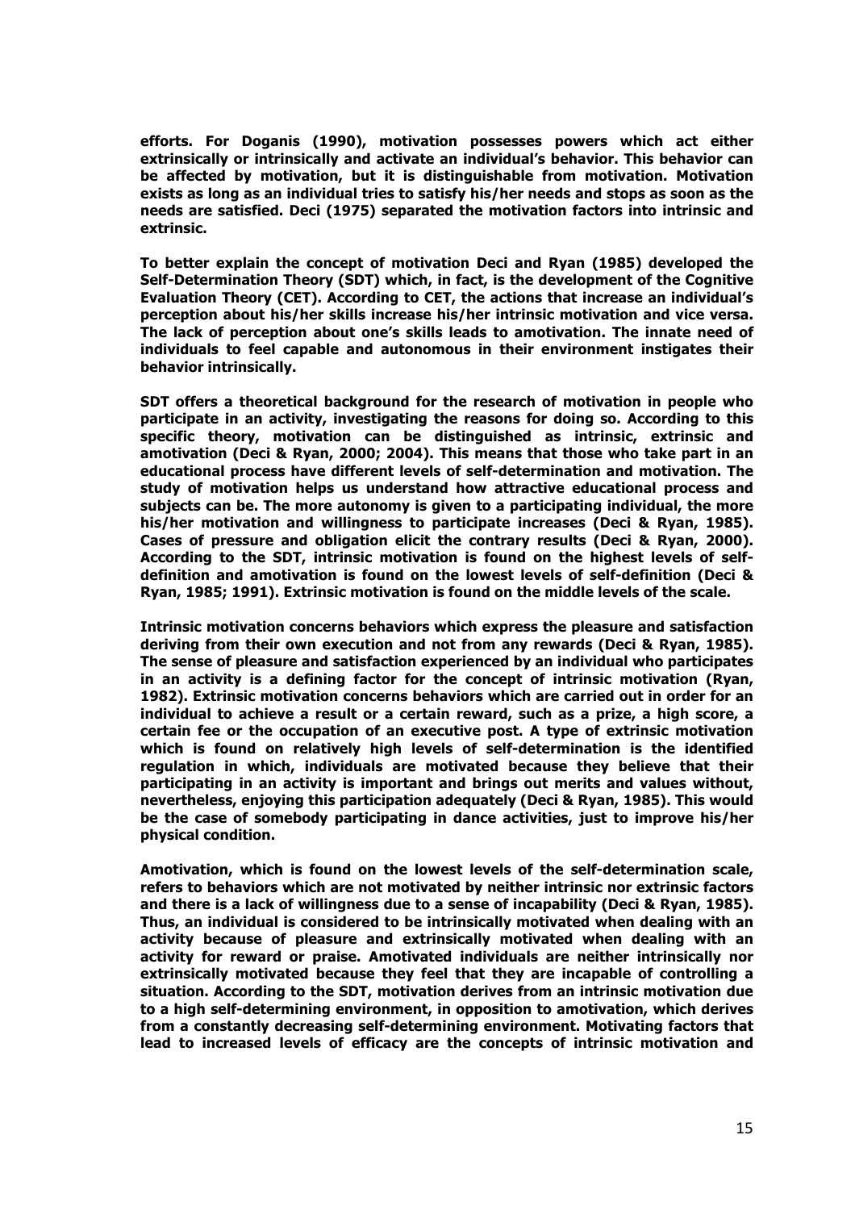**efforts. For Doganis (1990), motivation possesses powers which act either extrinsically or intrinsically and activate an individual's behavior. This behavior can be affected by motivation, but it is distinguishable from motivation. Motivation exists as long as an individual tries to satisfy his/her needs and stops as soon as the needs are satisfied. Deci (1975) separated the motivation factors into intrinsic and extrinsic.**

**To better explain the concept of motivation Deci and Ryan (1985) developed the Self-Determination Theory (SDT) which, in fact, is the development of the Cognitive Evaluation Theory (CET). According to CET, the actions that increase an individual's perception about his/her skills increase his/her intrinsic motivation and vice versa. The lack of perception about one's skills leads to amotivation. The innate need of individuals to feel capable and autonomous in their environment instigates their behavior intrinsically.**

**SDT offers a theoretical background for the research of motivation in people who participate in an activity, investigating the reasons for doing so. According to this specific theory, motivation can be distinguished as intrinsic, extrinsic and amotivation (Deci & Ryan, 2000; 2004). This means that those who take part in an educational process have different levels of self-determination and motivation. The study of motivation helps us understand how attractive educational process and subjects can be. The more autonomy is given to a participating individual, the more his/her motivation and willingness to participate increases (Deci & Ryan, 1985). Cases of pressure and obligation elicit the contrary results (Deci & Ryan, 2000). According to the SDT, intrinsic motivation is found on the highest levels of self-definition and amotivation is found on the lowest levels of self-definition (Deci & Ryan, 1985; 1991). Extrinsic motivation is found on the middle levels of the scale.**

**Intrinsic motivation concerns behaviors which express the pleasure and satisfaction deriving from their own execution and not from any rewards (Deci & Ryan, 1985). The sense of pleasure and satisfaction experienced by an individual who participates in an activity is a defining factor for the concept of intrinsic motivation (Ryan, 1982). Extrinsic motivation concerns behaviors which are carried out in order for an individual to achieve a result or a certain reward, such as a prize, a high score, a certain fee or the occupation of an executive post. A type of extrinsic motivation which is found on relatively high levels of self-determination is the identified regulation in which, individuals are motivated because they believe that their participating in an activity is important and brings out merits and values without, nevertheless, enjoying this participation adequately (Deci & Ryan, 1985). This would be the case of somebody participating in dance activities, just to improve his/her physical condition.**

**Amotivation, which is found on the lowest levels of the self-determination scale, refers to behaviors which are not motivated by neither intrinsic nor extrinsic factors and there is a lack of willingness due to a sense of incapability (Deci & Ryan, 1985). Thus, an individual is considered to be intrinsically motivated when dealing with an activity because of pleasure and extrinsically motivated when dealing with an activity for reward or praise. Amotivated individuals are neither intrinsically nor extrinsically motivated because they feel that they are incapable of controlling a situation. According to the SDT, motivation derives from an intrinsic motivation due to a high self-determining environment, in opposition to amotivation, which derives from a constantly decreasing self-determining environment. Motivating factors that lead to increased levels of efficacy are the concepts of intrinsic motivation and**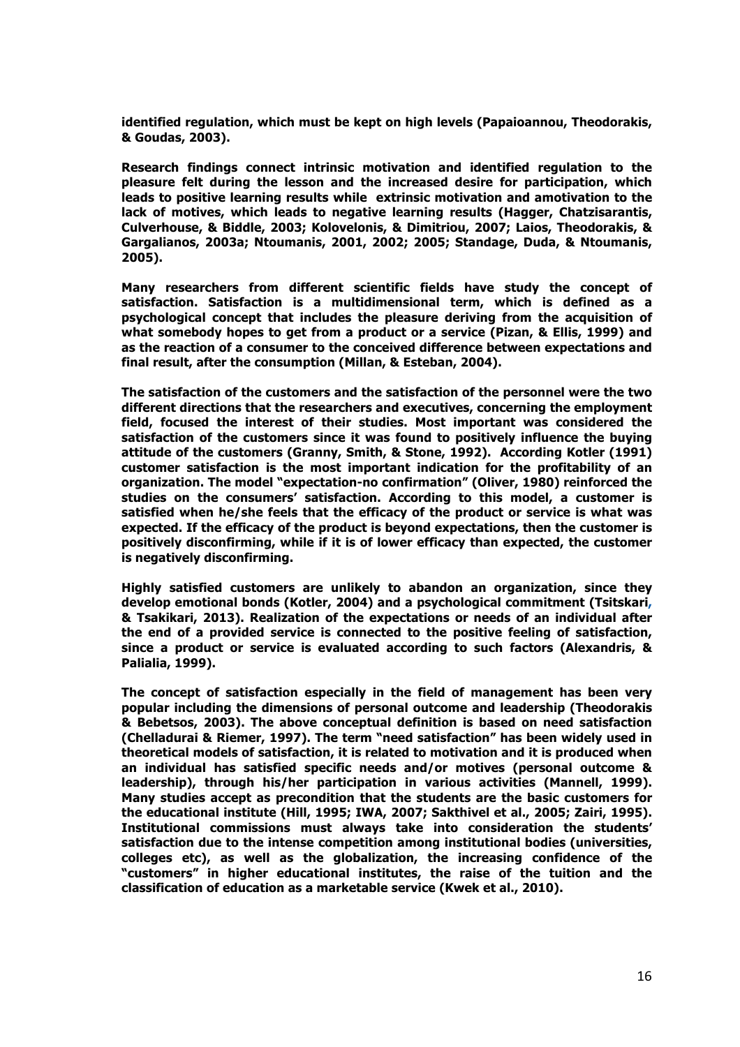**identified regulation, which must be kept on high levels (Papaioannou, Theodorakis, & Goudas, 2003).**

**Research findings connect intrinsic motivation and identified regulation to the pleasure felt during the lesson and the increased desire for participation, which leads to positive learning results while extrinsic motivation and amotivation to the lack of motives, which leads to negative learning results (Hagger, Chatzisarantis, Culverhouse, & Biddle, 2003; Kolovelonis, & Dimitriou, 2007; Laios, Theodorakis, & Gargalianos, 2003a; Ntoumanis, 2001, 2002; 2005; Standage, Duda, & Ntoumanis, 2005).**

**Many researchers from different scientific fields have study the concept of satisfaction. Satisfaction is a multidimensional term, which is defined as a psychological concept that includes the pleasure deriving from the acquisition of what somebody hopes to get from a product or a service (Pizan, & Ellis, 1999) and as the reaction of a consumer to the conceived difference between expectations and final result, after the consumption (Millan, & Esteban, 2004).**

**The satisfaction of the customers and the satisfaction of the personnel were the two different directions that the researchers and executives, concerning the employment field, focused the interest of their studies. Most important was considered the satisfaction of the customers since it was found to positively influence the buying attitude of the customers (Granny, Smith, & Stone, 1992). According Kotler (1991) customer satisfaction is the most important indication for the profitability of an organization. The model "expectation-no confirmation" (Oliver, 1980) reinforced the studies on the consumers' satisfaction. According to this model, a customer is satisfied when he/she feels that the efficacy of the product or service is what was expected. If the efficacy of the product is beyond expectations, then the customer is positively disconfirming, while if it is of lower efficacy than expected, the customer is negatively disconfirming.**

**Highly satisfied customers are unlikely to abandon an organization, since they develop emotional bonds (Kotler, 2004) and a psychological commitment (Tsitskari, & Tsakikari, 2013). Realization of the expectations or needs of an individual after the end of a provided service is connected to the positive feeling of satisfaction, since a product or service is evaluated according to such factors (Alexandris, & Palialia, 1999).**

**The concept of satisfaction especially in the field of management has been very popular including the dimensions of personal outcome and leadership (Theodorakis & Bebetsos, 2003). The above conceptual definition is based on need satisfaction (Chelladurai & Riemer, 1997). The term "need satisfaction" has been widely used in theoretical models of satisfaction, it is related to motivation and it is produced when an individual has satisfied specific needs and/or motives (personal outcome & leadership), through his/her participation in various activities (Mannell, 1999). Many studies accept as precondition that the students are the basic customers for the educational institute (Hill, 1995; IWA, 2007; Sakthivel et al., 2005; Zairi, 1995). Institutional commissions must always take into consideration the students' satisfaction due to the intense competition among institutional bodies (universities, colleges etc), as well as the globalization, the increasing confidence of the "customers" in higher educational institutes, the raise of the tuition and the classification of education as a marketable service (Kwek et al., 2010).**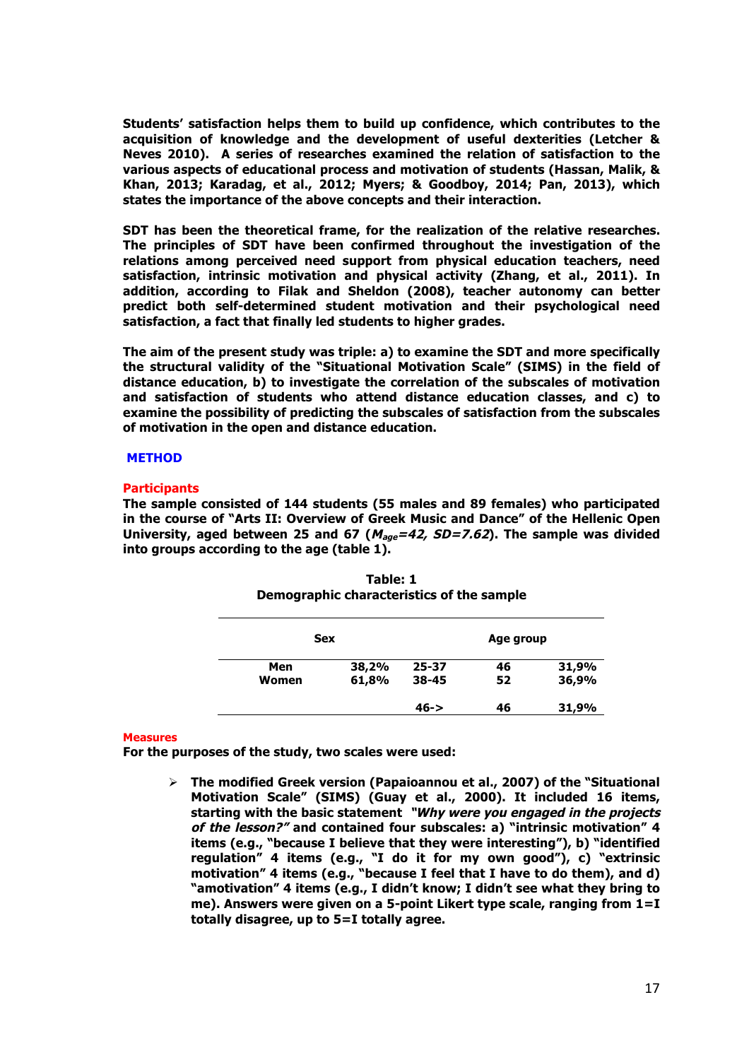**Students' satisfaction helps them to build up confidence, which contributes to the acquisition of knowledge and the development of useful dexterities (Letcher & Neves 2010). A series of researches examined the relation of satisfaction to the various aspects of educational process and motivation of students (Hassan, Malik, & Khan, 2013; Karadag, et al., 2012; Myers; & Goodboy, 2014; Pan, 2013), which states the importance of the above concepts and their interaction.**

**SDT has been the theoretical frame, for the realization of the relative researches. The principles of SDT have been confirmed throughout the investigation of the relations among perceived need support from physical education teachers, need satisfaction, intrinsic motivation and physical activity (Zhang, et al., 2011). In addition, according to Filak and Sheldon (2008), teacher autonomy can better predict both self-determined student motivation and their psychological need satisfaction, a fact that finally led students to higher grades.**

**The aim of the present study was triple: a) to examine the SDT and more specifically the structural validity of the "Situational Motivation Scale" (SIMS) in the field of distance education, b) to investigate the correlation of the subscales of motivation and satisfaction of students who attend distance education classes, and c) to examine the possibility of predicting the subscales of satisfaction from the subscales of motivation in the open and distance education.**

## METHOD

### Participants

**The sample consisted of 144 students (55 males and 89 females) who participated in the course of "Arts II: Overview of Greek Music and Dance" of the Hellenic Open University, aged between 25 and 67 (*$M_{age}$=42, SD=7.62*). The sample was divided into groups according to the age (table 1).**

**Table: 1**
**Demographic characteristics of the sample**

| Sex | | Age group | | |
|---|---|---|---|---|
| Men | 38,2% | 25-37 | 46 | 31,9% |
| Women | 61,8% | 38-45 | 52 | 36,9% |
| | | 46-> | 46 | 31,9% |

### Measures

**For the purposes of the study, two scales were used:**

- **The modified Greek version (Papaioannou et al., 2007) of the "Situational Motivation Scale" (SIMS) (Guay et al., 2000). It included 16 items, starting with the basic statement *"Why were you engaged in the projects of the lesson?"* and contained four subscales: a) "intrinsic motivation" 4 items (e.g., "because I believe that they were interesting"), b) "identified regulation" 4 items (e.g., "I do it for my own good"), c) "extrinsic motivation" 4 items (e.g., "because I feel that I have to do them), and d) "amotivation" 4 items (e.g., I didn't know; I didn't see what they bring to me). Answers were given on a 5-point Likert type scale, ranging from 1=I totally disagree, up to 5=I totally agree.**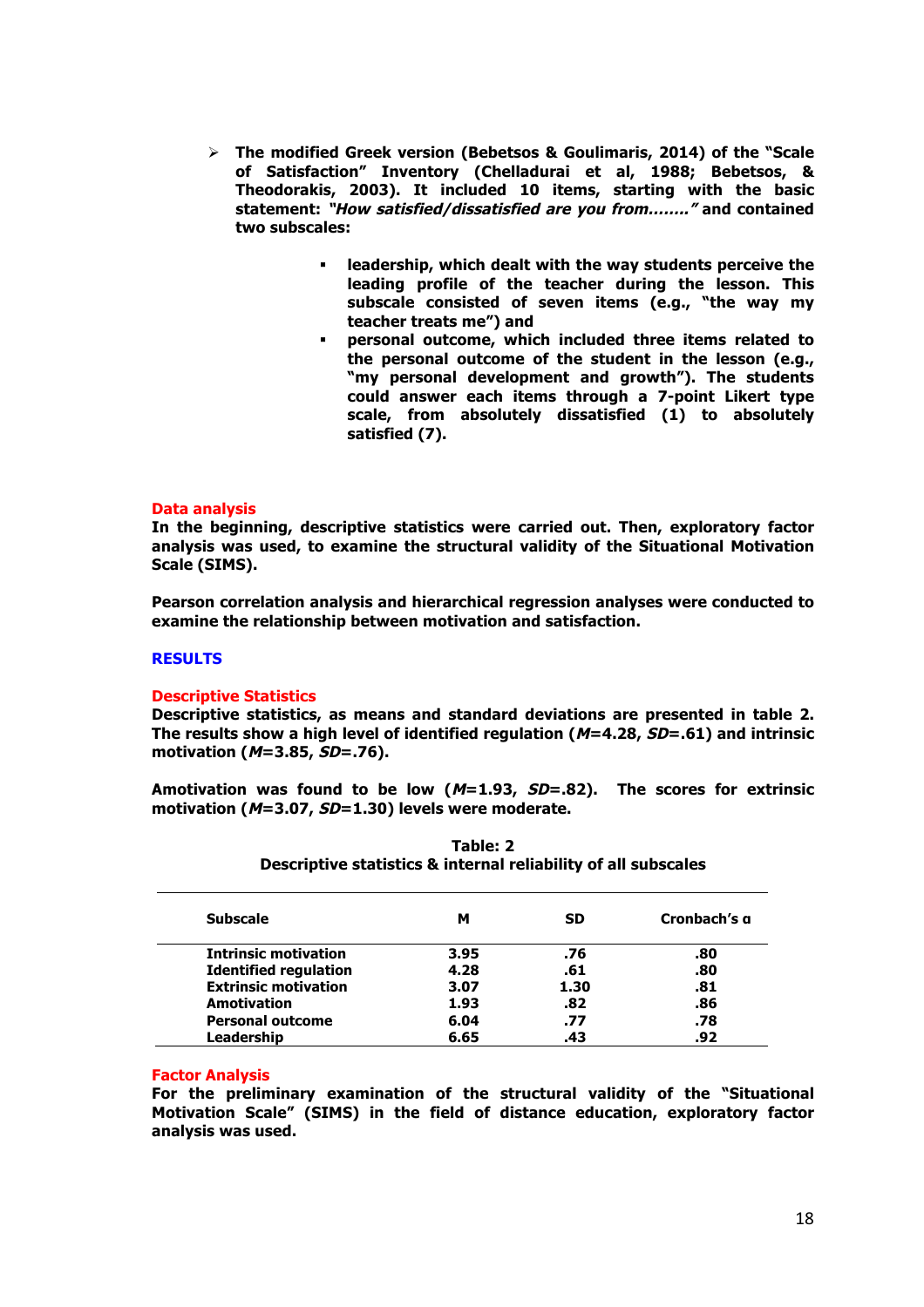- **The modified Greek version (Bebetsos & Goulimaris, 2014) of the "Scale of Satisfaction" Inventory (Chelladurai et al, 1988; Bebetsos, & Theodorakis, 2003). It included 10 items, starting with the basic statement: *"How satisfied/dissatisfied are you from……."* and contained two subscales:**
  - **leadership, which dealt with the way students perceive the leading profile of the teacher during the lesson. This subscale consisted of seven items (e.g., "the way my teacher treats me") and**
  - **personal outcome, which included three items related to the personal outcome of the student in the lesson (e.g., "my personal development and growth"). The students could answer each items through a 7-point Likert type scale, from absolutely dissatisfied (1) to absolutely satisfied (7).**

### Data analysis

**In the beginning, descriptive statistics were carried out. Then, exploratory factor analysis was used, to examine the structural validity of the Situational Motivation Scale (SIMS).**

**Pearson correlation analysis and hierarchical regression analyses were conducted to examine the relationship between motivation and satisfaction.**

## RESULTS

### Descriptive Statistics

**Descriptive statistics, as means and standard deviations are presented in table 2. The results show a high level of identified regulation (*M*=4.28, *SD*=.61) and intrinsic motivation (*M*=3.85, *SD*=.76).**

**Amotivation was found to be low (*M*=1.93, *SD*=.82). The scores for extrinsic motivation (*M*=3.07, *SD*=1.30) levels were moderate.**

**Table: 2**
**Descriptive statistics & internal reliability of all subscales**

| Subscale | M | SD | Cronbach's α |
|---|---|---|---|
| Intrinsic motivation | 3.95 | .76 | .80 |
| Identified regulation | 4.28 | .61 | .80 |
| Extrinsic motivation | 3.07 | 1.30 | .81 |
| Amotivation | 1.93 | .82 | .86 |
| Personal outcome | 6.04 | .77 | .78 |
| Leadership | 6.65 | .43 | .92 |

### Factor Analysis

**For the preliminary examination of the structural validity of the "Situational Motivation Scale" (SIMS) in the field of distance education, exploratory factor analysis was used.**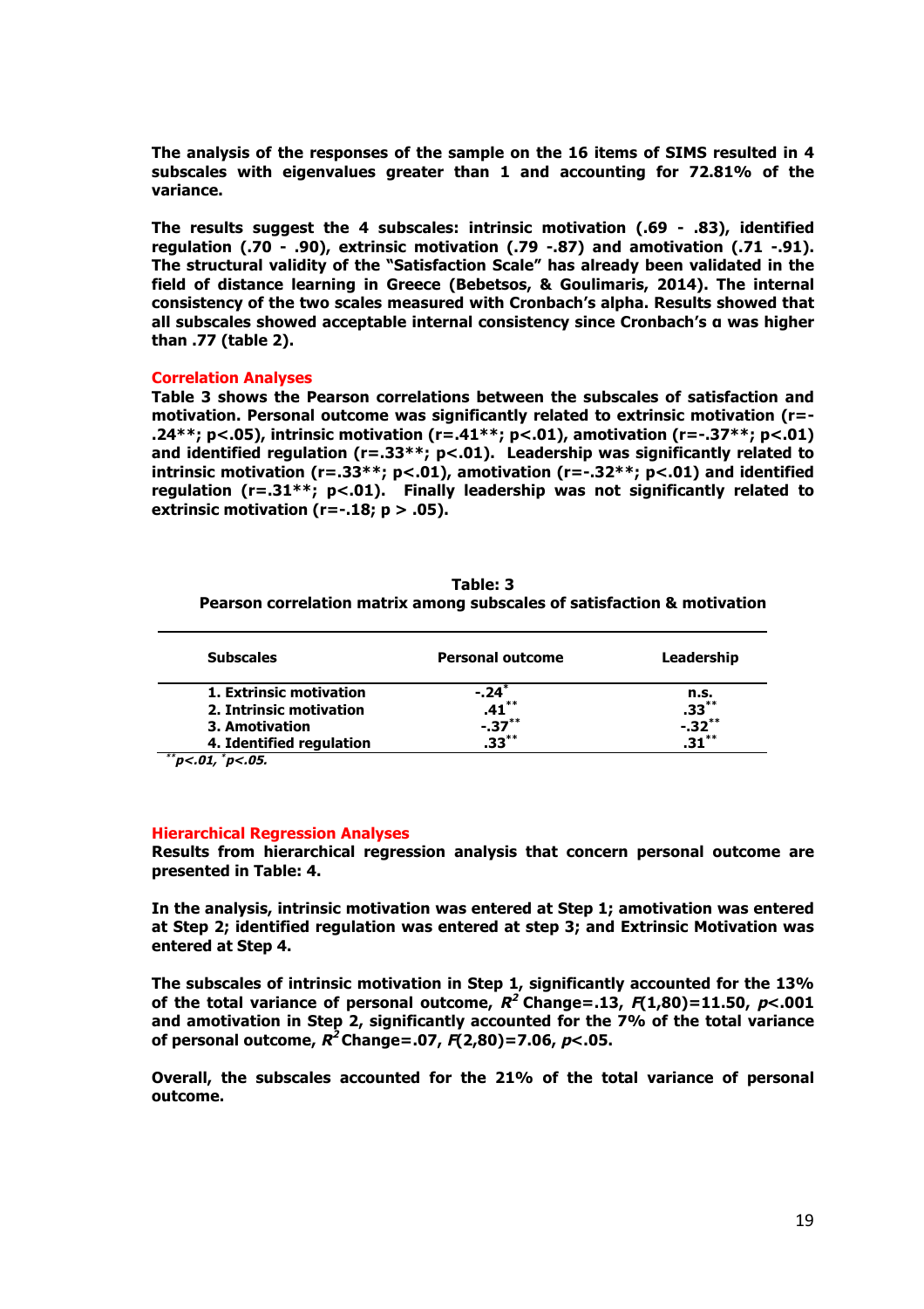**The analysis of the responses of the sample on the 16 items of SIMS resulted in 4 subscales with eigenvalues greater than 1 and accounting for 72.81% of the variance.**

**The results suggest the 4 subscales: intrinsic motivation (.69 - .83), identified regulation (.70 - .90), extrinsic motivation (.79 -.87) and amotivation (.71 -.91). The structural validity of the "Satisfaction Scale" has already been validated in the field of distance learning in Greece (Bebetsos, & Goulimaris, 2014). The internal consistency of the two scales measured with Cronbach's alpha. Results showed that all subscales showed acceptable internal consistency since Cronbach's α was higher than .77 (table 2).**

## Correlation Analyses

**Table 3 shows the Pearson correlations between the subscales of satisfaction and motivation. Personal outcome was significantly related to extrinsic motivation (r=-.24\*\*; p<.05), intrinsic motivation (r=.41\*\*; p<.01), amotivation (r=-.37\*\*; p<.01) and identified regulation (r=.33\*\*; p<.01). Leadership was significantly related to intrinsic motivation (r=.33\*\*; p<.01), amotivation (r=-.32\*\*; p<.01) and identified regulation (r=.31\*\*; p<.01). Finally leadership was not significantly related to extrinsic motivation (r=-.18; p > .05).**

**Table: 3**
**Pearson correlation matrix among subscales of satisfaction & motivation**

| Subscales | Personal outcome | Leadership |
|---|---|---|
| 1. Extrinsic motivation | -.24* | n.s. |
| 2. Intrinsic motivation | .41** | .33** |
| 3. Amotivation | -.37** | -.32** |
| 4. Identified regulation | .33** | .31** |

***\*\*p<.01, \*p<.05.***

## Hierarchical Regression Analyses

**Results from hierarchical regression analysis that concern personal outcome are presented in Table: 4.**

**In the analysis, intrinsic motivation was entered at Step 1; amotivation was entered at Step 2; identified regulation was entered at step 3; and Extrinsic Motivation was entered at Step 4.**

**The subscales of intrinsic motivation in Step 1, significantly accounted for the 13% of the total variance of personal outcome, $R^2$ Change=.13, $F(1,80)=11.50$, $p<.001$ and amotivation in Step 2, significantly accounted for the 7% of the total variance of personal outcome, $R^2$ Change=.07, $F(2,80)=7.06$, $p<.05$.**

**Overall, the subscales accounted for the 21% of the total variance of personal outcome.**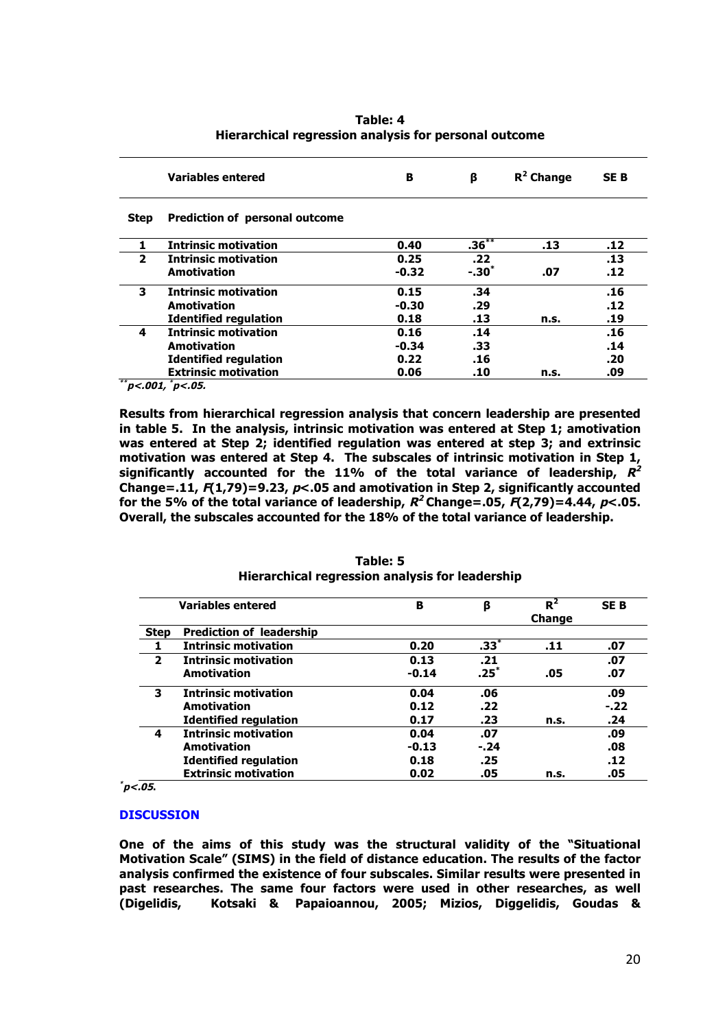**Table: 4**
**Hierarchical regression analysis for personal outcome**

| | Variables entered | B | β | $R^2$ Change | SE B |
|---|---|---|---|---|---|
| **Step** | **Prediction of personal outcome** | | | | |
| 1 | Intrinsic motivation | 0.40 | $.36^{**}$ | .13 | .12 |
| 2 | Intrinsic motivation | 0.25 | .22 | | .13 |
| | Amotivation | -0.32 | $-.30^{*}$ | .07 | .12 |
| 3 | Intrinsic motivation | 0.15 | .34 | | .16 |
| | Amotivation | -0.30 | .29 | | .12 |
| | Identified regulation | 0.18 | .13 | n.s. | .19 |
| 4 | Intrinsic motivation | 0.16 | .14 | | .16 |
| | Amotivation | -0.34 | .33 | | .14 |
| | Identified regulation | 0.22 | .16 | | .20 |
| | Extrinsic motivation | 0.06 | .10 | n.s. | .09 |

$^{**}p<.001$, $^{*}p<.05$.

**Results from hierarchical regression analysis that concern leadership are presented in table 5. In the analysis, intrinsic motivation was entered at Step 1; amotivation was entered at Step 2; identified regulation was entered at step 3; and extrinsic motivation was entered at Step 4. The subscales of intrinsic motivation in Step 1, significantly accounted for the 11% of the total variance of leadership, $R^2$ Change=.11, $F(1,79)=9.23$, $p<.05$ and amotivation in Step 2, significantly accounted for the 5% of the total variance of leadership, $R^2$ Change=.05, $F(2,79)=4.44$, $p<.05$. Overall, the subscales accounted for the 18% of the total variance of leadership.**

**Table: 5**
**Hierarchical regression analysis for leadership**

| | Variables entered | B | β | $R^2$ Change | SE B |
|---|---|---|---|---|---|
| **Step** | **Prediction of leadership** | | | | |
| 1 | Intrinsic motivation | 0.20 | $.33^{*}$ | .11 | .07 |
| 2 | Intrinsic motivation | 0.13 | .21 | | .07 |
| | Amotivation | -0.14 | $.25^{*}$ | .05 | .07 |
| 3 | Intrinsic motivation | 0.04 | .06 | | .09 |
| | Amotivation | 0.12 | .22 | | -.22 |
| | Identified regulation | 0.17 | .23 | n.s. | .24 |
| 4 | Intrinsic motivation | 0.04 | .07 | | .09 |
| | Amotivation | -0.13 | -.24 | | .08 |
| | Identified regulation | 0.18 | .25 | | .12 |
| | Extrinsic motivation | 0.02 | .05 | n.s. | .05 |

$^{*}p<.05$.

## DISCUSSION

**One of the aims of this study was the structural validity of the "Situational Motivation Scale" (SIMS) in the field of distance education. The results of the factor analysis confirmed the existence of four subscales. Similar results were presented in past researches. The same four factors were used in other researches, as well (Digelidis, Kotsaki & Papaioannou, 2005; Mizios, Diggelidis, Goudas &**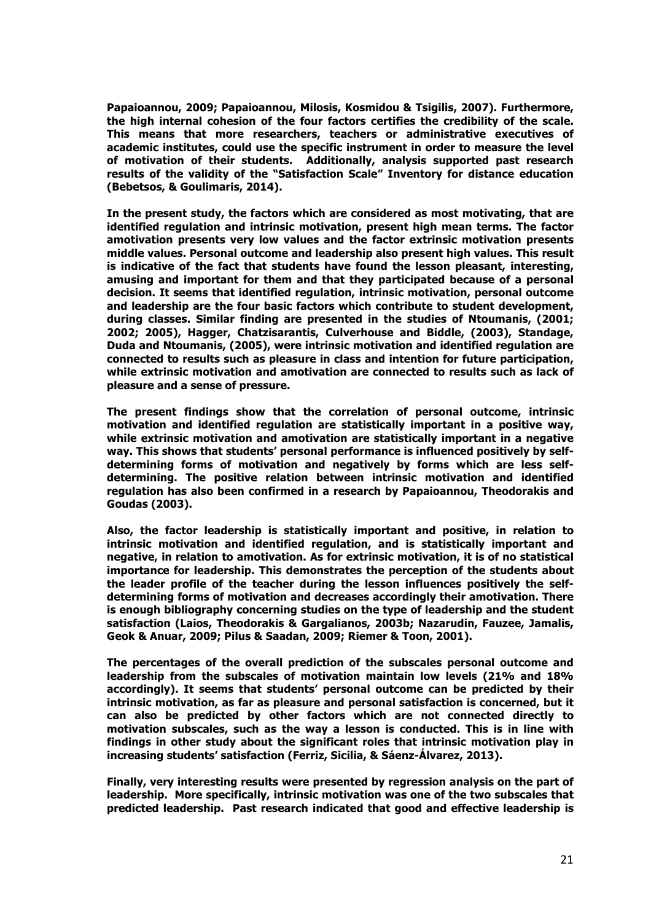**Papaioannou, 2009; Papaioannou, Milosis, Kosmidou & Tsigilis, 2007). Furthermore, the high internal cohesion of the four factors certifies the credibility of the scale. This means that more researchers, teachers or administrative executives of academic institutes, could use the specific instrument in order to measure the level of motivation of their students. Additionally, analysis supported past research results of the validity of the "Satisfaction Scale" Inventory for distance education (Bebetsos, & Goulimaris, 2014).**

**In the present study, the factors which are considered as most motivating, that are identified regulation and intrinsic motivation, present high mean terms. The factor amotivation presents very low values and the factor extrinsic motivation presents middle values. Personal outcome and leadership also present high values. This result is indicative of the fact that students have found the lesson pleasant, interesting, amusing and important for them and that they participated because of a personal decision. It seems that identified regulation, intrinsic motivation, personal outcome and leadership are the four basic factors which contribute to student development, during classes. Similar finding are presented in the studies of Ntoumanis, (2001; 2002; 2005), Hagger, Chatzisarantis, Culverhouse and Biddle, (2003), Standage, Duda and Ntoumanis, (2005), were intrinsic motivation and identified regulation are connected to results such as pleasure in class and intention for future participation, while extrinsic motivation and amotivation are connected to results such as lack of pleasure and a sense of pressure.**

**The present findings show that the correlation of personal outcome, intrinsic motivation and identified regulation are statistically important in a positive way, while extrinsic motivation and amotivation are statistically important in a negative way. This shows that students' personal performance is influenced positively by self-determining forms of motivation and negatively by forms which are less self-determining. The positive relation between intrinsic motivation and identified regulation has also been confirmed in a research by Papaioannou, Theodorakis and Goudas (2003).**

**Also, the factor leadership is statistically important and positive, in relation to intrinsic motivation and identified regulation, and is statistically important and negative, in relation to amotivation. As for extrinsic motivation, it is of no statistical importance for leadership. This demonstrates the perception of the students about the leader profile of the teacher during the lesson influences positively the self-determining forms of motivation and decreases accordingly their amotivation. There is enough bibliography concerning studies on the type of leadership and the student satisfaction (Laios, Theodorakis & Gargalianos, 2003b; Nazarudin, Fauzee, Jamalis, Geok & Anuar, 2009; Pilus & Saadan, 2009; Riemer & Toon, 2001).**

**The percentages of the overall prediction of the subscales personal outcome and leadership from the subscales of motivation maintain low levels (21% and 18% accordingly). It seems that students' personal outcome can be predicted by their intrinsic motivation, as far as pleasure and personal satisfaction is concerned, but it can also be predicted by other factors which are not connected directly to motivation subscales, such as the way a lesson is conducted. This is in line with findings in other study about the significant roles that intrinsic motivation play in increasing students' satisfaction (Ferriz, Sicilia, & Sáenz-Álvarez, 2013).**

**Finally, very interesting results were presented by regression analysis on the part of leadership. More specifically, intrinsic motivation was one of the two subscales that predicted leadership. Past research indicated that good and effective leadership is**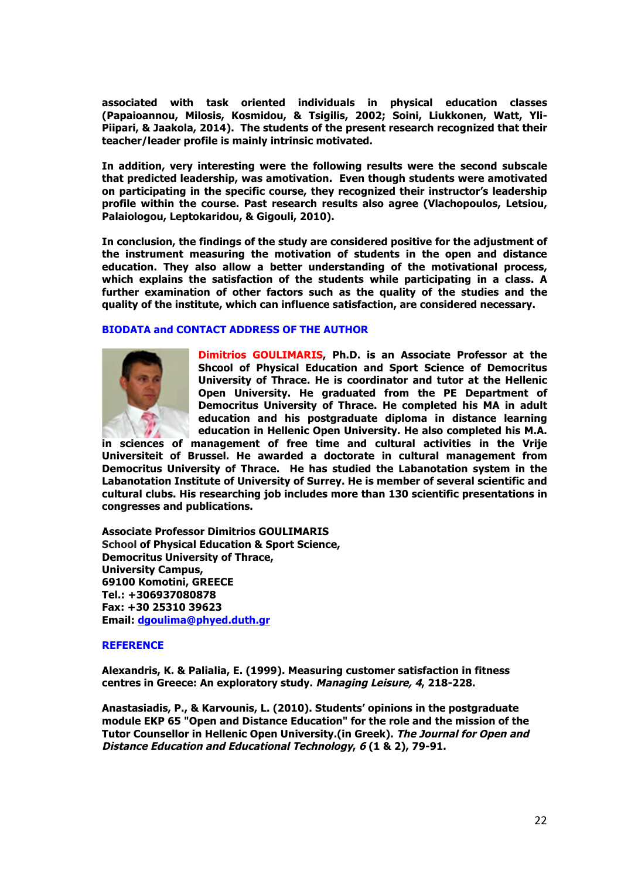**associated with task oriented individuals in physical education classes (Papaioannou, Milosis, Kosmidou, & Tsigilis, 2002; Soini, Liukkonen, Watt, Yli-Piipari, & Jaakola, 2014). The students of the present research recognized that their teacher/leader profile is mainly intrinsic motivated.**

**In addition, very interesting were the following results were the second subscale that predicted leadership, was amotivation. Even though students were amotivated on participating in the specific course, they recognized their instructor's leadership profile within the course. Past research results also agree (Vlachopoulos, Letsiou, Palaiologou, Leptokaridou, & Gigouli, 2010).**

**In conclusion, the findings of the study are considered positive for the adjustment of the instrument measuring the motivation of students in the open and distance education. They also allow a better understanding of the motivational process, which explains the satisfaction of the students while participating in a class. A further examination of other factors such as the quality of the studies and the quality of the institute, which can influence satisfaction, are considered necessary.**

## BIODATA and CONTACT ADDRESS OF THE AUTHOR

**Dimitrios GOULIMARIS, Ph.D. is an Associate Professor at the Shcool of Physical Education and Sport Science of Democritus University of Thrace. He is coordinator and tutor at the Hellenic Open University. He graduated from the PE Department of Democritus University of Thrace. He completed his MA in adult education and his postgraduate diploma in distance learning education in Hellenic Open University. He also completed his M.A. in sciences of management of free time and cultural activities in the Vrije Universiteit of Brussel. He awarded a doctorate in cultural management from Democritus University of Thrace. He has studied the Labanotation system in the Labanotation Institute of University of Surrey. He is member of several scientific and cultural clubs. His researching job includes more than 130 scientific presentations in congresses and publications.**

**Associate Professor Dimitrios GOULIMARIS**
**School of Physical Education & Sport Science,**
**Democritus University of Thrace,**
**University Campus,**
**69100 Komotini, GREECE**
**Tel.: +306937080878**
**Fax: +30 25310 39623**
**Email: dgoulima@phyed.duth.gr**

## REFERENCE

**Alexandris, K. & Palialia, E. (1999). Measuring customer satisfaction in fitness centres in Greece: An exploratory study. *Managing Leisure, 4*, 218-228.**

**Anastasiadis, P., & Karvounis, L. (2010). Students' opinions in the postgraduate module EKP 65 "Open and Distance Education" for the role and the mission of the Tutor Counsellor in Hellenic Open University.(in Greek). *The Journal for Open and Distance Education and Educational Technology, 6* (1 & 2), 79-91.**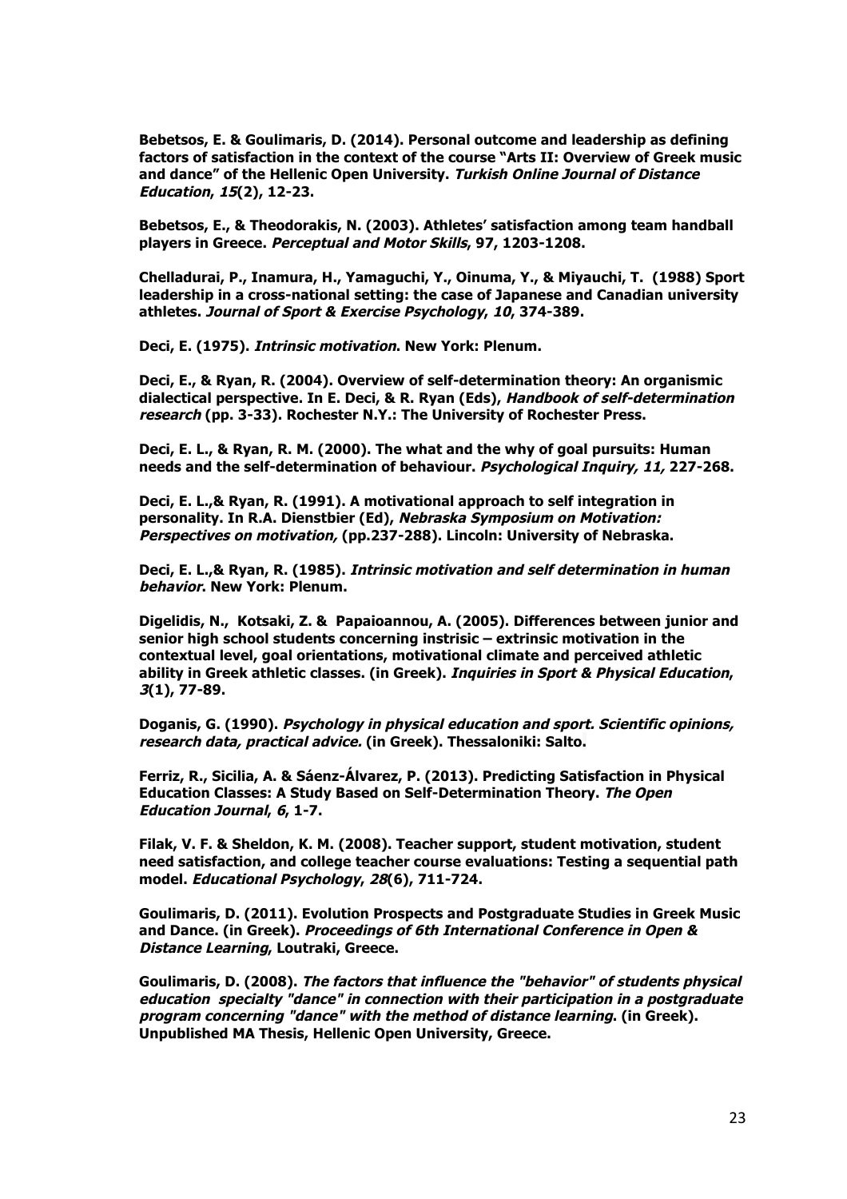**Bebetsos, E. & Goulimaris, D. (2014). Personal outcome and leadership as defining factors of satisfaction in the context of the course "Arts II: Overview of Greek music and dance" of the Hellenic Open University. *Turkish Online Journal of Distance Education*, *15*(2), 12-23.**

**Bebetsos, E., & Theodorakis, N. (2003). Athletes' satisfaction among team handball players in Greece. *Perceptual and Motor Skills*, 97, 1203-1208.**

**Chelladurai, P., Inamura, H., Yamaguchi, Y., Oinuma, Y., & Miyauchi, T. (1988) Sport leadership in a cross-national setting: the case of Japanese and Canadian university athletes. *Journal of Sport & Exercise Psychology*, *10*, 374-389.**

**Deci, E. (1975). *Intrinsic motivation*. New York: Plenum.**

**Deci, E., & Ryan, R. (2004). Overview of self-determination theory: An organismic dialectical perspective. In E. Deci, & R. Ryan (Eds), *Handbook of self-determination research* (pp. 3-33). Rochester N.Y.: The University of Rochester Press.**

**Deci, E. L., & Ryan, R. M. (2000). The what and the why of goal pursuits: Human needs and the self-determination of behaviour. *Psychological Inquiry, 11,* 227-268.**

**Deci, E. L.,& Ryan, R. (1991). A motivational approach to self integration in personality. In R.A. Dienstbier (Ed), *Nebraska Symposium on Motivation: Perspectives on motivation,* (pp.237-288). Lincoln: University of Nebraska.**

**Deci, E. L.,& Ryan, R. (1985). *Intrinsic motivation and self determination in human behavior*. New York: Plenum.**

**Digelidis, N., Kotsaki, Z. & Papaioannou, A. (2005). Differences between junior and senior high school students concerning instrisic – extrinsic motivation in the contextual level, goal orientations, motivational climate and perceived athletic ability in Greek athletic classes. (in Greek). *Inquiries in Sport & Physical Education*, *3*(1), 77-89.**

**Doganis, G. (1990). *Psychology in physical education and sport. Scientific opinions, research data, practical advice.* (in Greek). Thessaloniki: Salto.**

**Ferriz, R., Sicilia, A. & Sáenz-Álvarez, P. (2013). Predicting Satisfaction in Physical Education Classes: A Study Based on Self-Determination Theory. *The Open Education Journal*, *6*, 1-7.**

**Filak, V. F. & Sheldon, K. M. (2008). Teacher support, student motivation, student need satisfaction, and college teacher course evaluations: Testing a sequential path model. *Educational Psychology*, *28*(6), 711-724.**

**Goulimaris, D. (2011). Evolution Prospects and Postgraduate Studies in Greek Music and Dance. (in Greek). *Proceedings of 6th International Conference in Open & Distance Learning*, Loutraki, Greece.**

**Goulimaris, D. (2008). *The factors that influence the "behavior" of students physical education specialty "dance" in connection with their participation in a postgraduate program concerning "dance" with the method of distance learning*. (in Greek). Unpublished MA Thesis, Hellenic Open University, Greece.**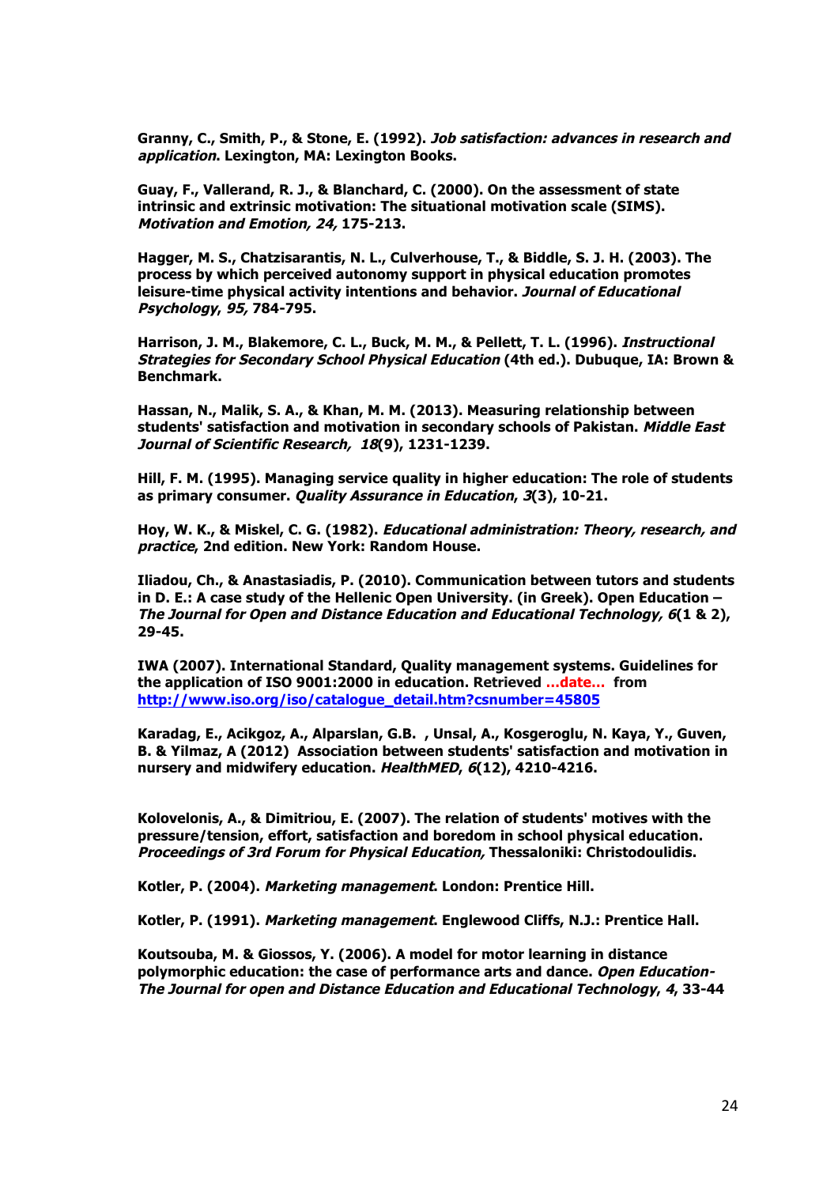**Granny, C., Smith, P., & Stone, E. (1992). *Job satisfaction: advances in research and application*. Lexington, MA: Lexington Books.**

**Guay, F., Vallerand, R. J., & Blanchard, C. (2000). On the assessment of state intrinsic and extrinsic motivation: The situational motivation scale (SIMS). *Motivation and Emotion, 24,* 175-213.**

**Hagger, M. S., Chatzisarantis, N. L., Culverhouse, T., & Biddle, S. J. H. (2003). The process by which perceived autonomy support in physical education promotes leisure-time physical activity intentions and behavior. *Journal of Educational Psychology*, *95,* 784-795.**

**Harrison, J. M., Blakemore, C. L., Buck, M. M., & Pellett, T. L. (1996). *Instructional Strategies for Secondary School Physical Education* (4th ed.). Dubuque, IA: Brown & Benchmark.**

**Hassan, N., Malik, S. A., & Khan, M. M. (2013). Measuring relationship between students' satisfaction and motivation in secondary schools of Pakistan. *Middle East Journal of Scientific Research, 18*(9), 1231-1239.**

**Hill, F. M. (1995). Managing service quality in higher education: The role of students as primary consumer. *Quality Assurance in Education*, *3*(3), 10-21.**

**Hoy, W. K., & Miskel, C. G. (1982). *Educational administration: Theory, research, and practice*, 2nd edition. New York: Random House.**

**Iliadou, Ch., & Anastasiadis, P. (2010). Communication between tutors and students in D. E.: A case study of the Hellenic Open University. (in Greek). Open Education – *The Journal for Open and Distance Education and Educational Technology, 6*(1 & 2), 29-45.**

**IWA (2007). International Standard, Quality management systems. Guidelines for the application of ISO 9001:2000 in education. Retrieved ...date... from [http://www.iso.org/iso/catalogue_detail.htm?csnumber=45805](http://www.iso.org/iso/catalogue_detail.htm?csnumber=45805)**

**Karadag, E., Acikgoz, A., Alparslan, G.B. , Unsal, A., Kosgeroglu, N. Kaya, Y., Guven, B. & Yilmaz, A (2012) Association between students' satisfaction and motivation in nursery and midwifery education. *HealthMED*, *6*(12), 4210-4216.**

**Kolovelonis, A., & Dimitriou, E. (2007). The relation of students' motives with the pressure/tension, effort, satisfaction and boredom in school physical education. *Proceedings of 3rd Forum for Physical Education,* Thessaloniki: Christodoulidis.**

**Kotler, P. (2004). *Marketing management*. London: Prentice Hill.**

**Kotler, P. (1991). *Marketing management*. Englewood Cliffs, N.J.: Prentice Hall.**

**Koutsouba, M. & Giossos, Y. (2006). A model for motor learning in distance polymorphic education: the case of performance arts and dance. *Open Education-The Journal for open and Distance Education and Educational Technology*, *4*, 33-44**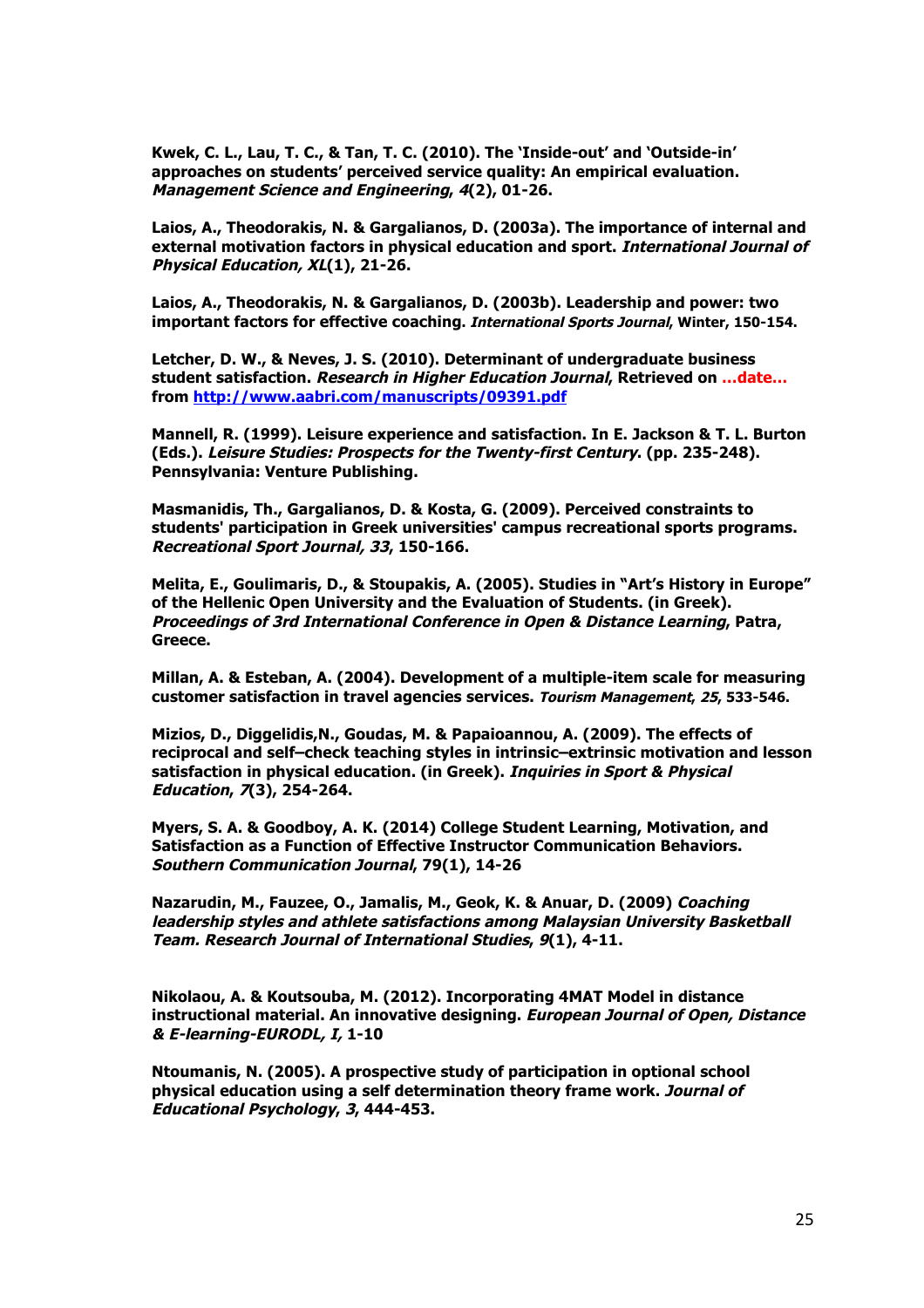**Kwek, C. L., Lau, T. C., & Tan, T. C. (2010). The 'Inside-out' and 'Outside-in' approaches on students' perceived service quality: An empirical evaluation. *Management Science and Engineering*, *4*(2), 01-26.**

**Laios, A., Theodorakis, N. & Gargalianos, D. (2003a). The importance of internal and external motivation factors in physical education and sport. *International Journal of Physical Education, XL*(1), 21-26.**

**Laios, A., Theodorakis, N. & Gargalianos, D. (2003b). Leadership and power: two important factors for effective coaching. *International Sports Journal*, Winter, 150-154.**

**Letcher, D. W., & Neves, J. S. (2010). Determinant of undergraduate business student satisfaction. *Research in Higher Education Journal*, Retrieved on …date… from [http://www.aabri.com/manuscripts/09391.pdf](http://www.aabri.com/manuscripts/09391.pdf)**

**Mannell, R. (1999). Leisure experience and satisfaction. In E. Jackson & T. L. Burton (Eds.). *Leisure Studies: Prospects for the Twenty-first Century*. (pp. 235-248). Pennsylvania: Venture Publishing.**

**Masmanidis, Th., Gargalianos, D. & Kosta, G. (2009). Perceived constraints to students' participation in Greek universities' campus recreational sports programs. *Recreational Sport Journal, 33*, 150-166.**

**Melita, E., Goulimaris, D., & Stoupakis, A. (2005). Studies in "Art's History in Europe" of the Hellenic Open University and the Evaluation of Students. (in Greek). *Proceedings of 3rd International Conference in Open & Distance Learning*, Patra, Greece.**

**Millan, A. & Esteban, A. (2004). Development of a multiple-item scale for measuring customer satisfaction in travel agencies services. *Tourism Management*, *25*, 533-546.**

**Mizios, D., Diggelidis,N., Goudas, M. & Papaioannou, A. (2009). The effects of reciprocal and self–check teaching styles in intrinsic–extrinsic motivation and lesson satisfaction in physical education. (in Greek). *Inquiries in Sport & Physical Education*, *7*(3), 254-264.**

**Myers, S. A. & Goodboy, A. K. (2014) College Student Learning, Motivation, and Satisfaction as a Function of Effective Instructor Communication Behaviors. *Southern Communication Journal*, 79(1), 14-26**

**Nazarudin, M., Fauzee, O., Jamalis, M., Geok, K. & Anuar, D. (2009) *Coaching leadership styles and athlete satisfactions among Malaysian University Basketball Team. Research Journal of International Studies*, *9*(1), 4-11.**

**Nikolaou, A. & Koutsouba, M. (2012). Incorporating 4MAT Model in distance instructional material. An innovative designing. *European Journal of Open, Distance & E-learning-EURODL, I,* 1-10**

**Ntoumanis, N. (2005). A prospective study of participation in optional school physical education using a self determination theory frame work. *Journal of Educational Psychology*, *3*, 444-453.**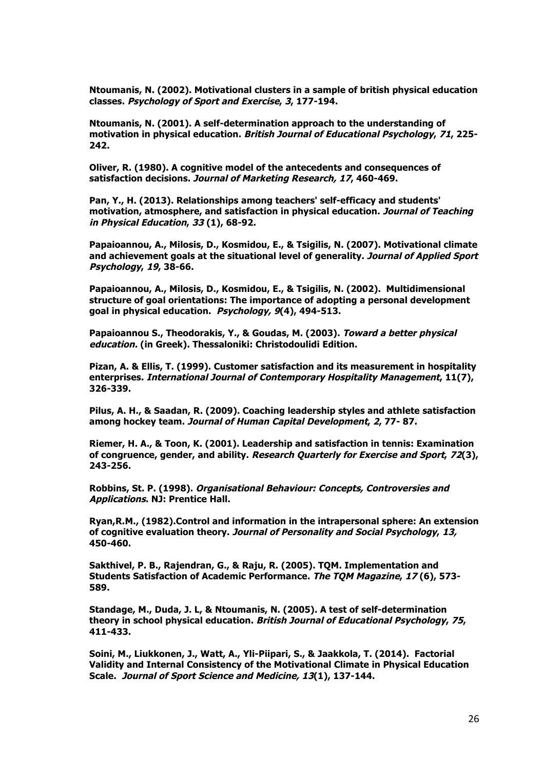**Ntoumanis, N. (2002). Motivational clusters in a sample of british physical education classes. *Psychology of Sport and Exercise*, *3*, 177-194.**

**Ntoumanis, N. (2001). A self-determination approach to the understanding of motivation in physical education. *British Journal of Educational Psychology*, *71*, 225-242.**

**Oliver, R. (1980). A cognitive model of the antecedents and consequences of satisfaction decisions. *Journal of Marketing Research, 17*, 460-469.**

**Pan, Y., H. (2013). Relationships among teachers' self-efficacy and students' motivation, atmosphere, and satisfaction in physical education. *Journal of Teaching in Physical Education*, *33* (1), 68-92.**

**Papaioannou, A., Milosis, D., Kosmidou, E., & Tsigilis, N. (2007). Motivational climate and achievement goals at the situational level of generality. *Journal of Applied Sport Psychology*, *19*, 38-66.**

**Papaioannou, A., Milosis, D., Kosmidou, E., & Tsigilis, N. (2002). Multidimensional structure of goal orientations: The importance of adopting a personal development goal in physical education. *Psychology, 9*(4), 494-513.**

**Papaioannou S., Theodorakis, Y., & Goudas, M. (2003). *Toward a better physical education.* (in Greek). Thessaloniki: Christodoulidi Edition.**

**Pizan, A. & Ellis, T. (1999). Customer satisfaction and its measurement in hospitality enterprises. *International Journal of Contemporary Hospitality Management*, 11(7), 326-339.**

**Pilus, A. H., & Saadan, R. (2009). Coaching leadership styles and athlete satisfaction among hockey team. *Journal of Human Capital Development, 2*, 77- 87.**

**Riemer, H. A., & Toon, K. (2001). Leadership and satisfaction in tennis: Examination of congruence, gender, and ability. *Research Quarterly for Exercise and Sport*, *72*(3), 243-256.**

**Robbins, St. P. (1998). *Organisational Behaviour: Concepts, Controversies and Applications*. NJ: Prentice Hall.**

**Ryan,R.M., (1982).Control and information in the intrapersonal sphere: An extension of cognitive evaluation theory. *Journal of Personality and Social Psychology*, *13,* 450-460.**

**Sakthivel, P. B., Rajendran, G., & Raju, R. (2005). TQM. Implementation and Students Satisfaction of Academic Performance. *The TQM Magazine*, *17* (6), 573-589.**

**Standage, M., Duda, J. L, & Ntoumanis, N. (2005). A test of self-determination theory in school physical education. *British Journal of Educational Psychology*, *75*, 411-433.**

**Soini, M., Liukkonen, J., Watt, A., Yli-Piipari, S., & Jaakkola, T. (2014). Factorial Validity and Internal Consistency of the Motivational Climate in Physical Education Scale. *Journal of Sport Science and Medicine, 13*(1), 137-144.**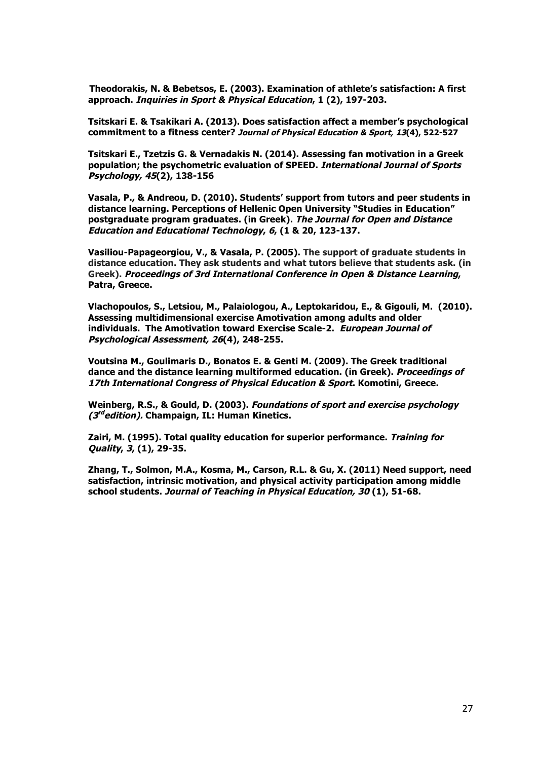**Theodorakis, N. & Bebetsos, E. (2003). Examination of athlete's satisfaction: A first approach. *Inquiries in Sport & Physical Education*, 1 (2), 197-203.**

**Tsitskari E. & Tsakikari A. (2013). Does satisfaction affect a member's psychological commitment to a fitness center? *Journal of Physical Education & Sport, 13*(4), 522-527**

**Tsitskari E., Tzetzis G. & Vernadakis N. (2014). Assessing fan motivation in a Greek population; the psychometric evaluation of SPEED. *International Journal of Sports Psychology, 45*(2), 138-156**

**Vasala, P., & Andreou, D. (2010). Students' support from tutors and peer students in distance learning. Perceptions of Hellenic Open University "Studies in Education" postgraduate program graduates. (in Greek). *The Journal for Open and Distance Education and Educational Technology*, *6*, (1 & 20, 123-137.**

**Vasiliou-Papageorgiou, V., & Vasala, P. (2005). The support of graduate students in distance education. They ask students and what tutors believe that students ask. (in Greek). *Proceedings of 3rd International Conference in Open & Distance Learning*, Patra, Greece.**

**Vlachopoulos, S., Letsiou, M., Palaiologou, A., Leptokaridou, E., & Gigouli, M. (2010). Assessing multidimensional exercise Amotivation among adults and older individuals. The Amotivation toward Exercise Scale-2. *European Journal of Psychological Assessment, 26*(4), 248-255.**

**Voutsina M., Goulimaris D., Bonatos E. & Genti M. (2009). The Greek traditional dance and the distance learning multiformed education. (in Greek). *Proceedings of 17th International Congress of Physical Education & Sport*. Komotini, Greece.**

**Weinberg, R.S., & Gould, D. (2003). *Foundations of sport and exercise psychology (3rd edition)*. Champaign, IL: Human Kinetics.**

**Zairi, M. (1995). Total quality education for superior performance. *Training for Quality*, *3*, (1), 29-35.**

**Zhang, T., Solmon, M.A., Kosma, M., Carson, R.L. & Gu, X. (2011) Need support, need satisfaction, intrinsic motivation, and physical activity participation among middle school students. *Journal of Teaching in Physical Education, 30* (1), 51-68.**